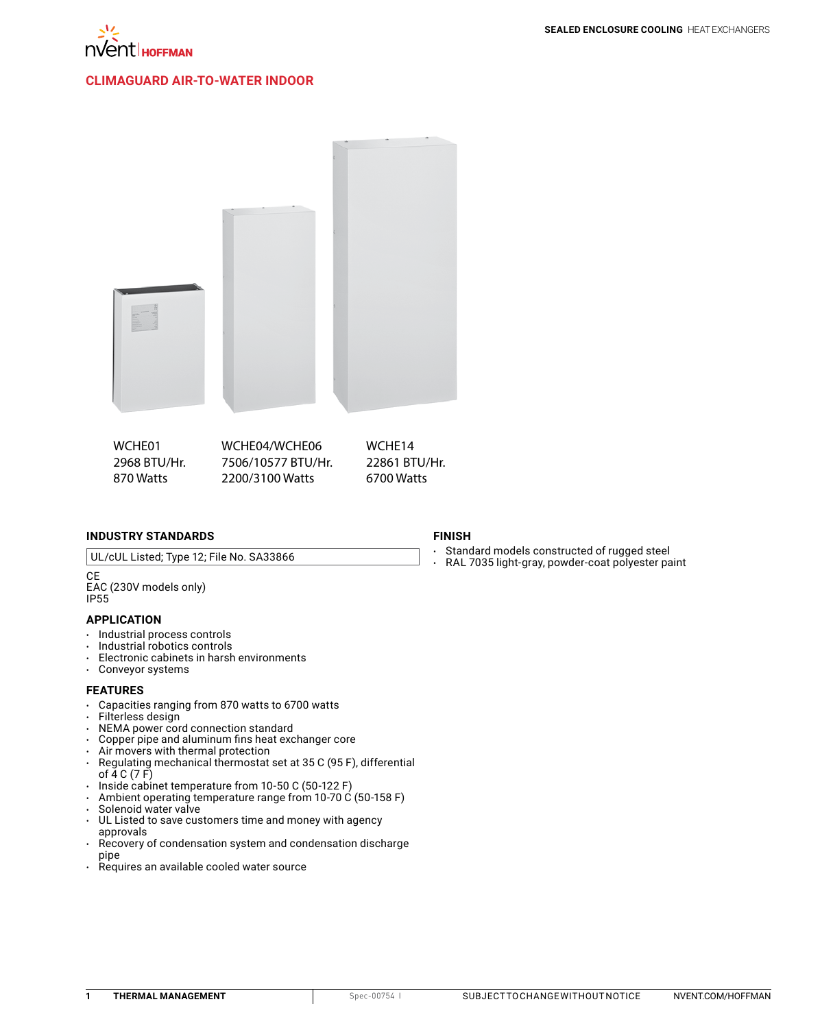# CLIMAGUARD AIR-TO-WATER INDOOR

| WCHE01 | WCHE04/WCHE06 | WCHE14 |
|---|---|---|
| 2968 BTU/Hr. | 7506/10577 BTU/Hr. | 22861 BTU/Hr. |
| 870 Watts | 2200/3100 Watts | 6700 Watts |

## INDUSTRY STANDARDS

UL/cUL Listed; Type 12; File No. SA33866

CE
EAC (230V models only)
IP55

## APPLICATION

- Industrial process controls
- Industrial robotics controls
- Electronic cabinets in harsh environments
- Conveyor systems

## FEATURES

- Capacities ranging from 870 watts to 6700 watts
- Filterless design
- NEMA power cord connection standard
- Copper pipe and aluminum fins heat exchanger core
- Air movers with thermal protection
- Regulating mechanical thermostat set at 35 C (95 F), differential of 4 C (7 F)
- Inside cabinet temperature from 10-50 C (50-122 F)
- Ambient operating temperature range from 10-70 C (50-158 F)
- Solenoid water valve
- UL Listed to save customers time and money with agency approvals
- Recovery of condensation system and condensation discharge pipe
- Requires an available cooled water source

## FINISH

- Standard models constructed of rugged steel
- RAL 7035 light-gray, powder-coat polyester paint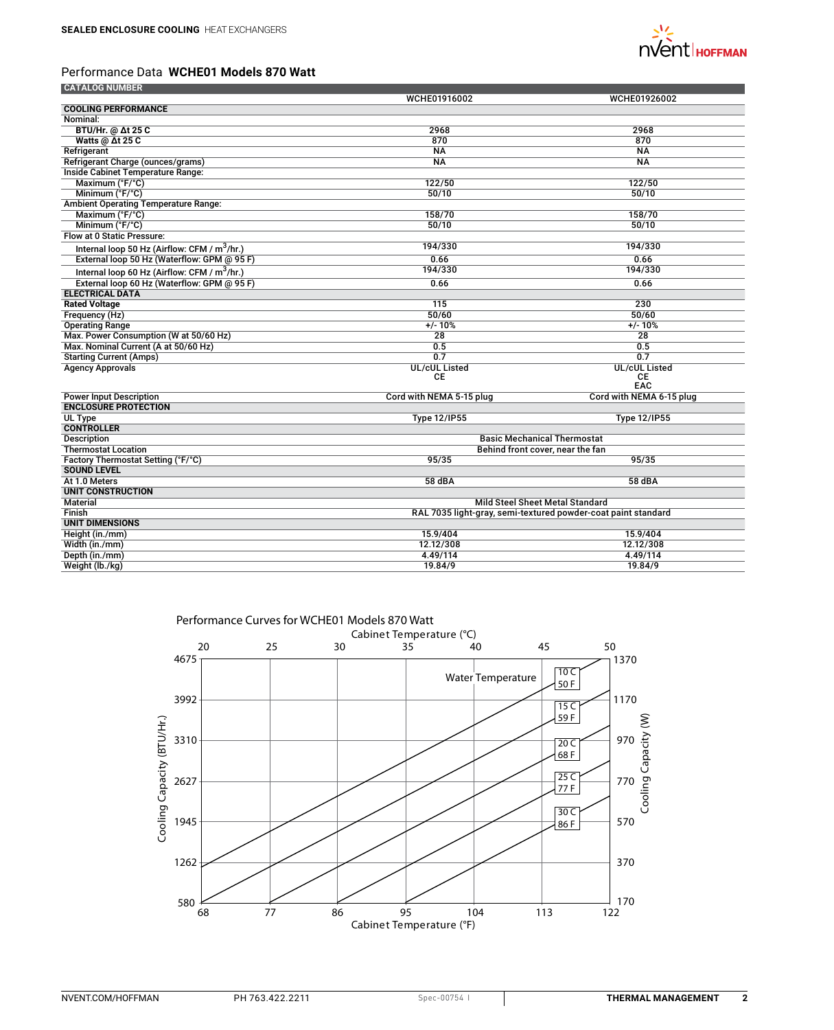## Performance Data **WCHE01 Models 870 Watt**

| CATALOG NUMBER | WCHE01916002 | WCHE01926002 |
|---|---|---|
| **COOLING PERFORMANCE** | | |
| Nominal: | | |
| **BTU/Hr. @ Δt 25 C** | 2968 | 2968 |
| **Watts @ Δt 25 C** | 870 | 870 |
| Refrigerant | NA | NA |
| Refrigerant Charge (ounces/grams) | NA | NA |
| Inside Cabinet Temperature Range: | | |
| Maximum (°F/°C) | 122/50 | 122/50 |
| Minimum (°F/°C) | 50/10 | 50/10 |
| Ambient Operating Temperature Range: | | |
| Maximum (°F/°C) | 158/70 | 158/70 |
| Minimum (°F/°C) | 50/10 | 50/10 |
| Flow at 0 Static Pressure: | | |
| Internal loop 50 Hz (Airflow: CFM / $m^3$/hr.) | 194/330 | 194/330 |
| External loop 50 Hz (Waterflow: GPM @ 95 F) | 0.66 | 0.66 |
| Internal loop 60 Hz (Airflow: CFM / $m^3$/hr.) | 194/330 | 194/330 |
| External loop 60 Hz (Waterflow: GPM @ 95 F) | 0.66 | 0.66 |
| **ELECTRICAL DATA** | | |
| **Rated Voltage** | 115 | 230 |
| Frequency (Hz) | 50/60 | 50/60 |
| Operating Range | +/- 10% | +/- 10% |
| Max. Power Consumption (W at 50/60 Hz) | 28 | 28 |
| Max. Nominal Current (A at 50/60 Hz) | 0.5 | 0.5 |
| Starting Current (Amps) | 0.7 | 0.7 |
| Agency Approvals | UL/cUL Listed<br>CE | UL/cUL Listed<br>CE<br>EAC |
| Power Input Description | Cord with NEMA 5-15 plug | Cord with NEMA 6-15 plug |
| **ENCLOSURE PROTECTION** | | |
| UL Type | Type 12/IP55 | Type 12/IP55 |
| **CONTROLLER** | | |
| Description | Basic Mechanical Thermostat | |
| Thermostat Location | Behind front cover, near the fan | |
| Factory Thermostat Setting (°F/°C) | 95/35 | 95/35 |
| **SOUND LEVEL** | | |
| At 1.0 Meters | 58 dBA | 58 dBA |
| **UNIT CONSTRUCTION** | | |
| Material | Mild Steel Sheet Metal Standard | |
| Finish | RAL 7035 light-gray, semi-textured powder-coat paint standard | |
| **UNIT DIMENSIONS** | | |
| Height (in./mm) | 15.9/404 | 15.9/404 |
| Width (in./mm) | 12.12/308 | 12.12/308 |
| Depth (in./mm) | 4.49/114 | 4.49/114 |
| Weight (lb./kg) | 19.84/9 | 19.84/9 |

### Performance Curves for WCHE01 Models 870 Watt

Cabinet Temperature (°C): 20, 25, 30, 35, 40, 45, 50

Cabinet Temperature (°F): 68, 77, 86, 95, 104, 113, 122

Cooling Capacity (BTU/Hr.): 580, 1262, 1945, 2627, 3310, 3992, 4675

Cooling Capacity (W): 170, 370, 570, 770, 970, 1170, 1370

Water Temperature: 10 C / 50 F; 15 C / 59 F; 20 C / 68 F; 25 C / 77 F; 30 C / 86 F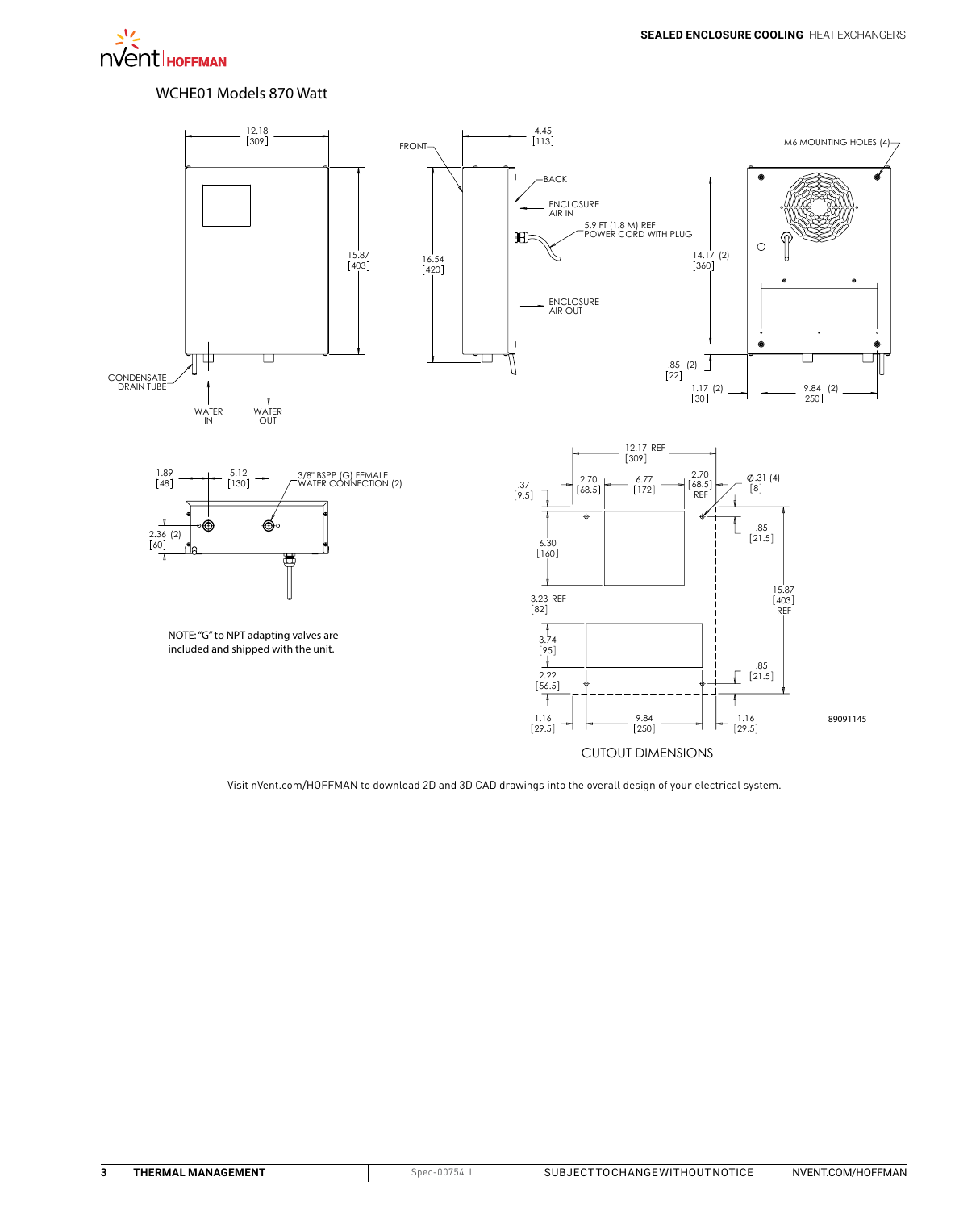## WCHE01 Models 870 Watt

12.18 [309]

FRONT

4.45 [113]

BACK

ENCLOSURE AIR IN

5.9 FT (1.8 M) REF POWER CORD WITH PLUG

ENCLOSURE AIR OUT

M6 MOUNTING HOLES (4)

15.87 [403]

16.54 [420]

14.17 (2) [360]

.85 (2) [22]

1.17 (2) [30]

9.84 (2) [250]

CONDENSATE DRAIN TUBE

WATER IN

WATER OUT

1.89 [48]

5.12 [130]

3/8" BSPP (G) FEMALE WATER CONNECTION (2)

2.36 (2) [60]

NOTE: "G" to NPT adapting valves are included and shipped with the unit.

12.17 REF [309]

.37 [9.5]

2.70 [68.5]

6.77 [172]

2.70 [68.5] REF

∅.31 (4) [8]

.85 [21.5]

6.30 [160]

15.87 [403] REF

3.23 REF [82]

3.74 [95]

2.22 [56.5]

.85 [21.5]

1.16 [29.5]

9.84 [250]

1.16 [29.5]

89091145

CUTOUT DIMENSIONS

Visit nVent.com/HOFFMAN to download 2D and 3D CAD drawings into the overall design of your electrical system.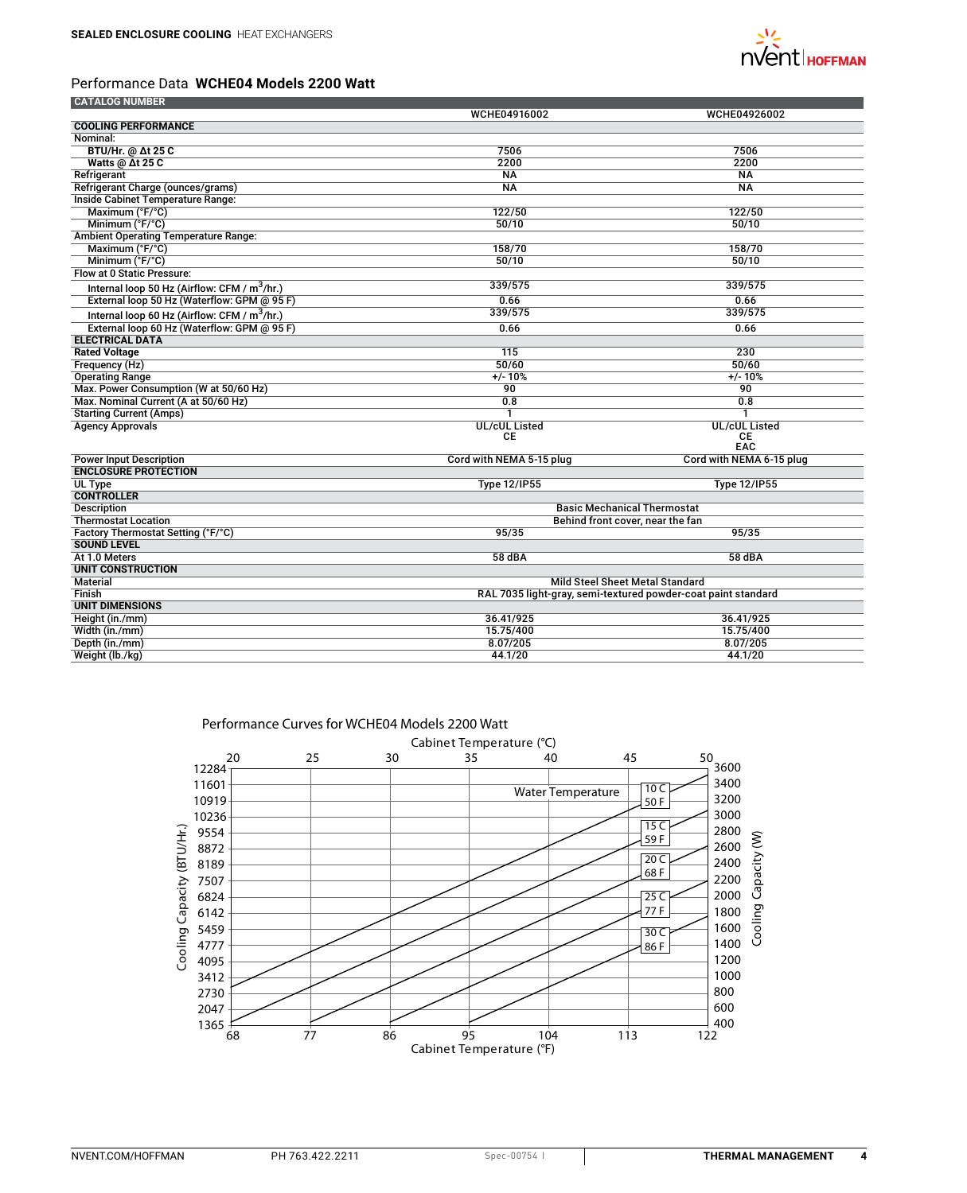**SEALED ENCLOSURE COOLING** HEAT EXCHANGERS

## Performance Data **WCHE04 Models 2200 Watt**

| CATALOG NUMBER | WCHE04916002 | WCHE04926002 |
|---|---|---|
| **COOLING PERFORMANCE** | | |
| Nominal: | | |
| BTU/Hr. @ Δt 25 C | 7506 | 7506 |
| Watts @ Δt 25 C | 2200 | 2200 |
| Refrigerant | NA | NA |
| Refrigerant Charge (ounces/grams) | NA | NA |
| Inside Cabinet Temperature Range: | | |
| Maximum (°F/°C) | 122/50 | 122/50 |
| Minimum (°F/°C) | 50/10 | 50/10 |
| Ambient Operating Temperature Range: | | |
| Maximum (°F/°C) | 158/70 | 158/70 |
| Minimum (°F/°C) | 50/10 | 50/10 |
| Flow at 0 Static Pressure: | | |
| Internal loop 50 Hz (Airflow: CFM / $m^3$/hr.) | 339/575 | 339/575 |
| External loop 50 Hz (Waterflow: GPM @ 95 F) | 0.66 | 0.66 |
| Internal loop 60 Hz (Airflow: CFM / $m^3$/hr.) | 339/575 | 339/575 |
| External loop 60 Hz (Waterflow: GPM @ 95 F) | 0.66 | 0.66 |
| **ELECTRICAL DATA** | | |
| Rated Voltage | 115 | 230 |
| Frequency (Hz) | 50/60 | 50/60 |
| Operating Range | +/- 10% | +/- 10% |
| Max. Power Consumption (W at 50/60 Hz) | 90 | 90 |
| Max. Nominal Current (A at 50/60 Hz) | 0.8 | 0.8 |
| Starting Current (Amps) | 1 | 1 |
| Agency Approvals | UL/cUL Listed<br>CE | UL/cUL Listed<br>CE<br>EAC |
| Power Input Description | Cord with NEMA 5-15 plug | Cord with NEMA 6-15 plug |
| **ENCLOSURE PROTECTION** | | |
| UL Type | Type 12/IP55 | Type 12/IP55 |
| **CONTROLLER** | | |
| Description | Basic Mechanical Thermostat | |
| Thermostat Location | Behind front cover, near the fan | |
| Factory Thermostat Setting (°F/°C) | 95/35 | 95/35 |
| **SOUND LEVEL** | | |
| At 1.0 Meters | 58 dBA | 58 dBA |
| **UNIT CONSTRUCTION** | | |
| Material | Mild Steel Sheet Metal Standard | |
| Finish | RAL 7035 light-gray, semi-textured powder-coat paint standard | |
| **UNIT DIMENSIONS** | | |
| Height (in./mm) | 36.41/925 | 36.41/925 |
| Width (in./mm) | 15.75/400 | 15.75/400 |
| Depth (in./mm) | 8.07/205 | 8.07/205 |
| Weight (lb./kg) | 44.1/20 | 44.1/20 |

### Performance Curves for WCHE04 Models 2200 Watt

Cabinet Temperature (°C): 20, 25, 30, 35, 40, 45, 50

Cabinet Temperature (°F): 68, 77, 86, 95, 104, 113, 122

Cooling Capacity (BTU/Hr.): 1365, 2047, 2730, 3412, 4095, 4777, 5459, 6142, 6824, 7507, 8189, 8872, 9554, 10236, 10919, 11601, 12284

Cooling Capacity (W): 400, 600, 800, 1000, 1200, 1400, 1600, 1800, 2000, 2200, 2400, 2600, 2800, 3000, 3200, 3400, 3600

Water Temperature: 10 C / 50 F; 15 C / 59 F; 20 C / 68 F; 25 C / 77 F; 30 C / 86 F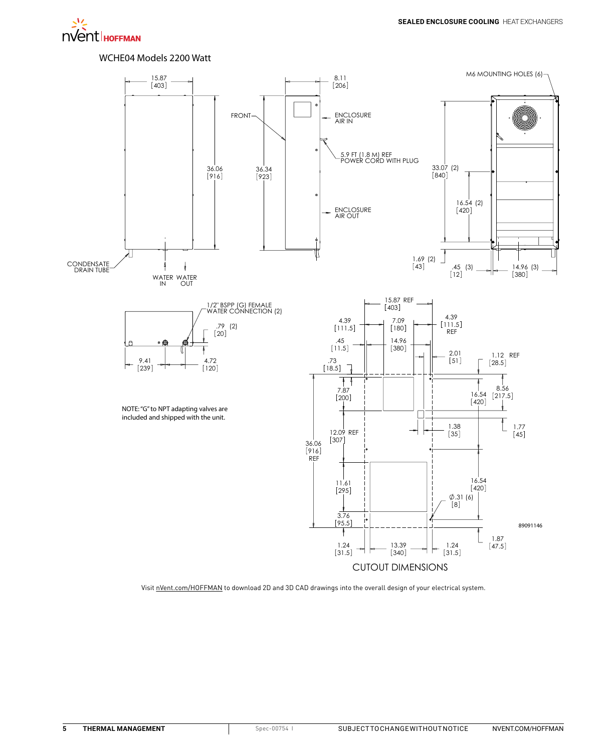## WCHE04 Models 2200 Watt

15.87 [403]

8.11 [206]

M6 MOUNTING HOLES (6)

FRONT

ENCLOSURE AIR IN

5.9 FT (1.8 M) REF POWER CORD WITH PLUG

36.06 [916]

36.34 [923]

33.07 (2) [840]

16.54 (2) [420]

ENCLOSURE AIR OUT

1.69 (2) [43]

.45 (3) [12]

14.96 (3) [380]

CONDENSATE DRAIN TUBE

WATER IN

WATER OUT

1/2" BSPP (G) FEMALE WATER CONNECTION (2)

.79 (2) [20]

9.41 [239]

4.72 [120]

NOTE: "G" to NPT adapting valves are included and shipped with the unit.

15.87 REF [403]

4.39 [111.5]

7.09 [180]

4.39 [111.5] REF

.45 [11.5]

14.96 [380]

.73 [18.5]

2.01 [51]

1.12 REF [28.5]

7.87 [200]

16.54 [420]

8.56 [217.5]

12.09 REF [307]

1.38 [35]

1.77 [45]

36.06 [916] REF

11.61 [295]

16.54 [420]

∅.31 (6) [8]

3.76 [95.5]

89091146

1.87 [47.5]

1.24 [31.5]

13.39 [340]

1.24 [31.5]

CUTOUT DIMENSIONS

Visit nVent.com/HOFFMAN to download 2D and 3D CAD drawings into the overall design of your electrical system.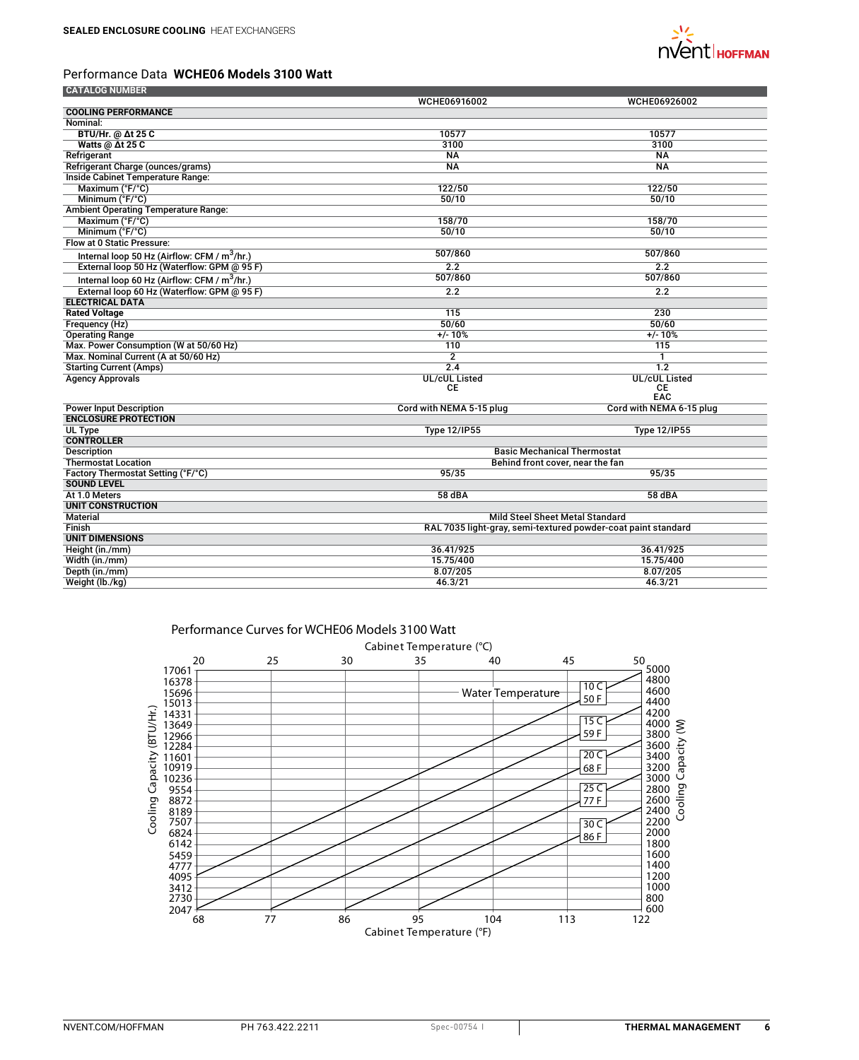SEALED ENCLOSURE COOLING HEAT EXCHANGERS

## Performance Data WCHE06 Models 3100 Watt

| CATALOG NUMBER | WCHE06916002 | WCHE06926002 |
|---|---|---|
| **COOLING PERFORMANCE** | | |
| Nominal: | | |
| BTU/Hr. @ Δt 25 C | 10577 | 10577 |
| Watts @ Δt 25 C | 3100 | 3100 |
| Refrigerant | NA | NA |
| Refrigerant Charge (ounces/grams) | NA | NA |
| Inside Cabinet Temperature Range: | | |
| Maximum (°F/°C) | 122/50 | 122/50 |
| Minimum (°F/°C) | 50/10 | 50/10 |
| Ambient Operating Temperature Range: | | |
| Maximum (°F/°C) | 158/70 | 158/70 |
| Minimum (°F/°C) | 50/10 | 50/10 |
| Flow at 0 Static Pressure: | | |
| Internal loop 50 Hz (Airflow: CFM / $m^3$/hr.) | 507/860 | 507/860 |
| External loop 50 Hz (Waterflow: GPM @ 95 F) | 2.2 | 2.2 |
| Internal loop 60 Hz (Airflow: CFM / $m^3$/hr.) | 507/860 | 507/860 |
| External loop 60 Hz (Waterflow: GPM @ 95 F) | 2.2 | 2.2 |
| **ELECTRICAL DATA** | | |
| Rated Voltage | 115 | 230 |
| Frequency (Hz) | 50/60 | 50/60 |
| Operating Range | +/- 10% | +/- 10% |
| Max. Power Consumption (W at 50/60 Hz) | 110 | 115 |
| Max. Nominal Current (A at 50/60 Hz) | 2 | 1 |
| Starting Current (Amps) | 2.4 | 1.2 |
| Agency Approvals | UL/cUL Listed CE | UL/cUL Listed CE EAC |
| Power Input Description | Cord with NEMA 5-15 plug | Cord with NEMA 6-15 plug |
| **ENCLOSURE PROTECTION** | | |
| UL Type | Type 12/IP55 | Type 12/IP55 |
| **CONTROLLER** | | |
| Description | Basic Mechanical Thermostat | |
| Thermostat Location | Behind front cover, near the fan | |
| Factory Thermostat Setting (°F/°C) | 95/35 | 95/35 |
| **SOUND LEVEL** | | |
| At 1.0 Meters | 58 dBA | 58 dBA |
| **UNIT CONSTRUCTION** | | |
| Material | Mild Steel Sheet Metal Standard | |
| Finish | RAL 7035 light-gray, semi-textured powder-coat paint standard | |
| **UNIT DIMENSIONS** | | |
| Height (in./mm) | 36.41/925 | 36.41/925 |
| Width (in./mm) | 15.75/400 | 15.75/400 |
| Depth (in./mm) | 8.07/205 | 8.07/205 |
| Weight (lb./kg) | 46.3/21 | 46.3/21 |

### Performance Curves for WCHE06 Models 3100 Watt

Cabinet Temperature (°C): 20, 25, 30, 35, 40, 45, 50

Cooling Capacity (BTU/Hr.): 17061, 16378, 15696, 15013, 14331, 13649, 12966, 12284, 11601, 10919, 10236, 9554, 8872, 8189, 7507, 6824, 6142, 5459, 4777, 4095, 3412, 2730, 2047

Cooling Capacity (W): 5000, 4800, 4600, 4400, 4200, 4000, 3800, 3600, 3400, 3200, 3000, 2800, 2600, 2400, 2200, 2000, 1800, 1600, 1400, 1200, 1000, 800, 600

Water Temperature: 10 C / 50 F; 15 C / 59 F; 20 C / 68 F; 25 C / 77 F; 30 C / 86 F

Cabinet Temperature (°F): 68, 77, 86, 95, 104, 113, 122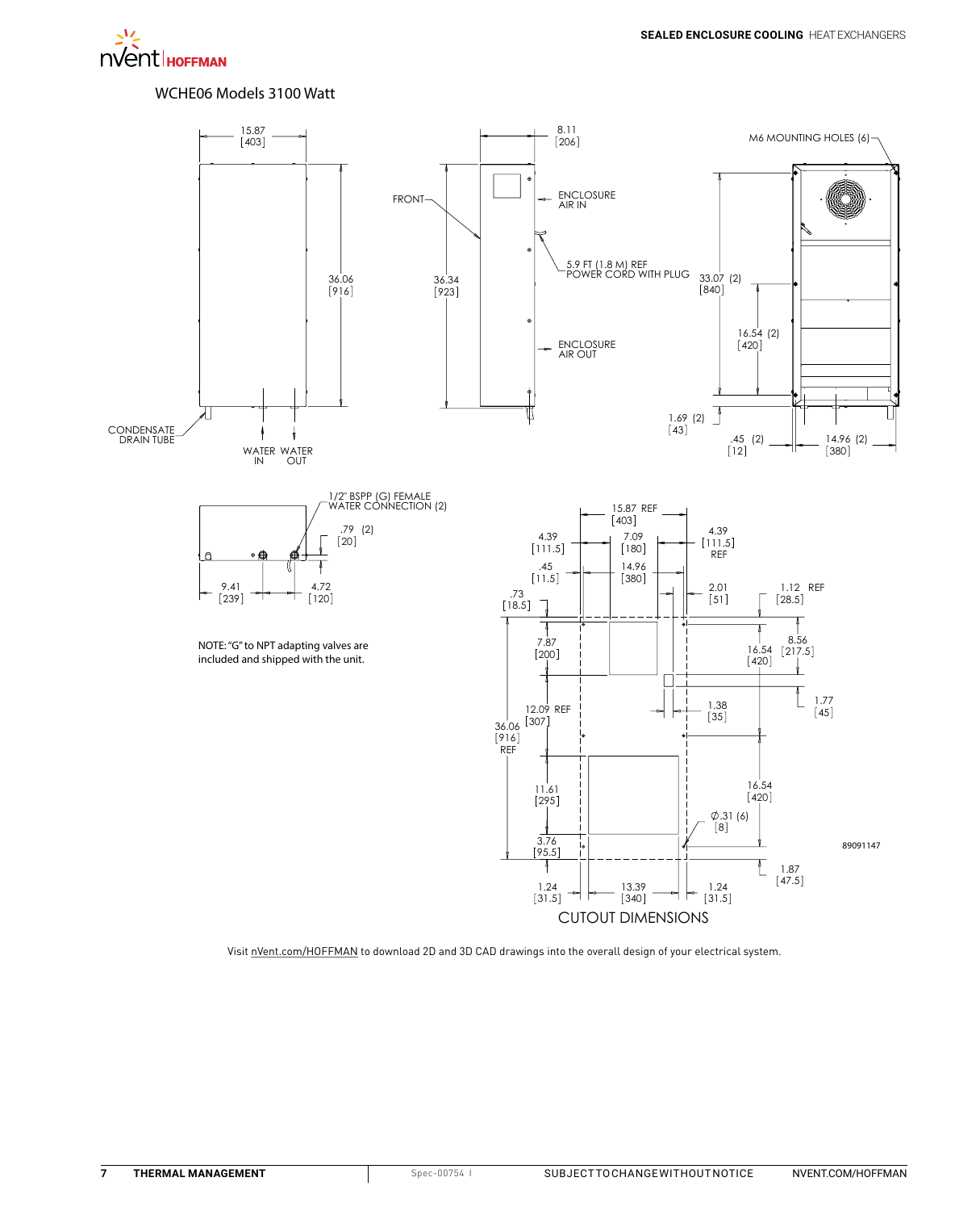# WCHE06 Models 3100 Watt

15.87 [403]

36.06 [916]

CONDENSATE DRAIN TUBE

WATER IN

WATER OUT

8.11 [206]

FRONT

36.34 [923]

ENCLOSURE AIR IN

5.9 FT (1.8 M) REF POWER CORD WITH PLUG

ENCLOSURE AIR OUT

M6 MOUNTING HOLES (6)

33.07 (2) [840]

16.54 (2) [420]

1.69 (2) [43]

.45 (2) [12]

14.96 (2) [380]

1/2" BSPP (G) FEMALE WATER CONNECTION (2)

.79 (2) [20]

9.41 [239]

4.72 [120]

NOTE: "G" to NPT adapting valves are included and shipped with the unit.

15.87 REF [403]

4.39 [111.5]

7.09 [180]

4.39 [111.5] REF

.45 [11.5]

14.96 [380]

.73 [18.5]

2.01 [51]

1.12 REF [28.5]

7.87 [200]

16.54 [420]

8.56 [217.5]

1.77 [45]

12.09 REF [307]

1.38 [35]

36.06 [916] REF

11.61 [295]

16.54 [420]

Ø.31 (6) [8]

3.76 [95.5]

1.87 [47.5]

1.24 [31.5]

13.39 [340]

1.24 [31.5]

CUTOUT DIMENSIONS

89091147

Visit nVent.com/HOFFMAN to download 2D and 3D CAD drawings into the overall design of your electrical system.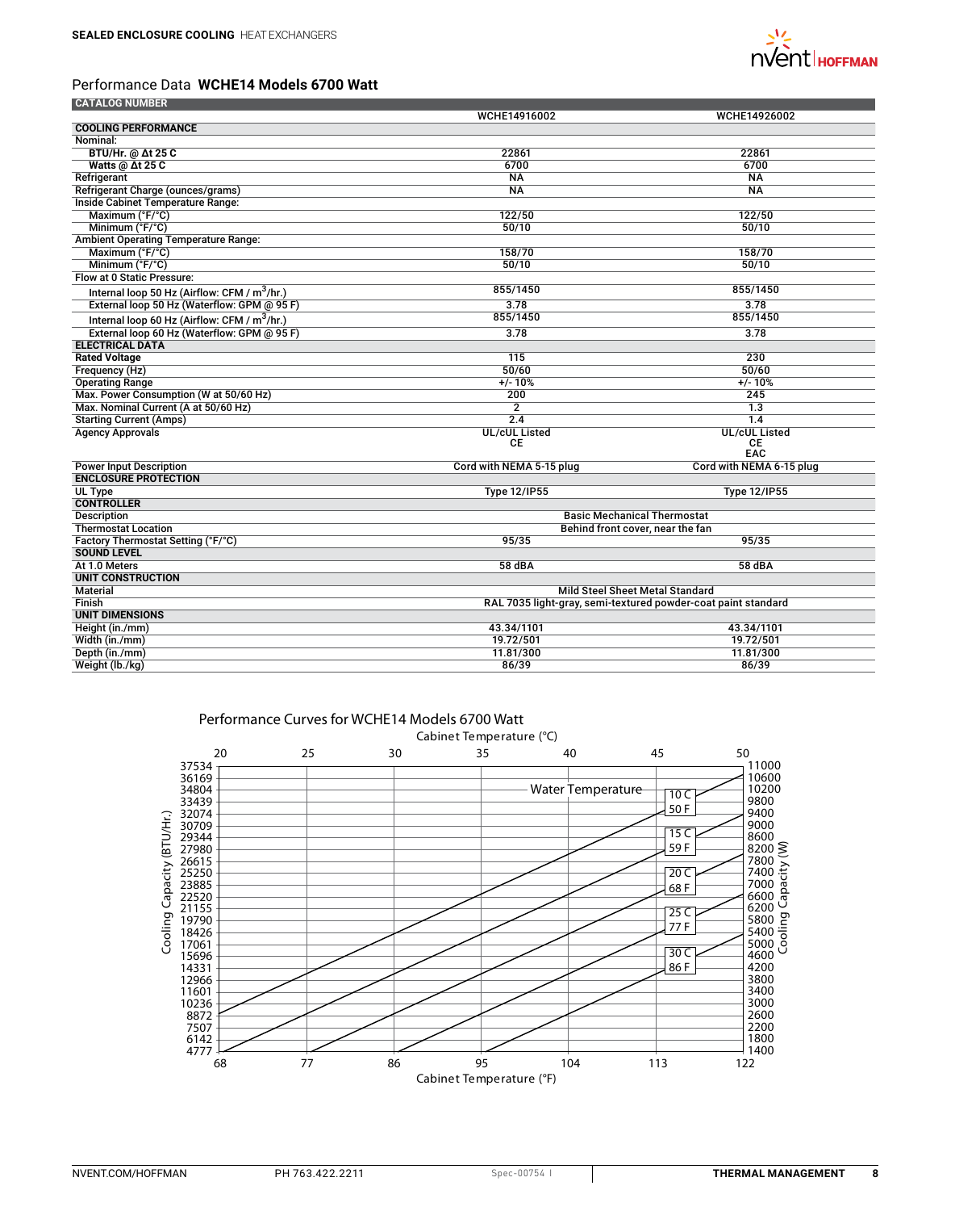## Performance Data **WCHE14 Models 6700 Watt**

| CATALOG NUMBER | WCHE14916002 | WCHE14926002 |
|---|---|---|
| **COOLING PERFORMANCE** | | |
| Nominal: | | |
| **BTU/Hr. @ Δt 25 C** | 22861 | 22861 |
| **Watts @ Δt 25 C** | 6700 | 6700 |
| Refrigerant | NA | NA |
| Refrigerant Charge (ounces/grams) | NA | NA |
| Inside Cabinet Temperature Range: | | |
| Maximum (°F/°C) | 122/50 | 122/50 |
| Minimum (°F/°C) | 50/10 | 50/10 |
| Ambient Operating Temperature Range: | | |
| Maximum (°F/°C) | 158/70 | 158/70 |
| Minimum (°F/°C) | 50/10 | 50/10 |
| Flow at 0 Static Pressure: | | |
| Internal loop 50 Hz (Airflow: CFM / $m^3$/hr.) | 855/1450 | 855/1450 |
| External loop 50 Hz (Waterflow: GPM @ 95 F) | 3.78 | 3.78 |
| Internal loop 60 Hz (Airflow: CFM / $m^3$/hr.) | 855/1450 | 855/1450 |
| External loop 60 Hz (Waterflow: GPM @ 95 F) | 3.78 | 3.78 |
| **ELECTRICAL DATA** | | |
| Rated Voltage | 115 | 230 |
| Frequency (Hz) | 50/60 | 50/60 |
| Operating Range | +/- 10% | +/- 10% |
| Max. Power Consumption (W at 50/60 Hz) | 200 | 245 |
| Max. Nominal Current (A at 50/60 Hz) | 2 | 1.3 |
| Starting Current (Amps) | 2.4 | 1.4 |
| Agency Approvals | UL/cUL Listed CE | UL/cUL Listed CE EAC |
| Power Input Description | Cord with NEMA 5-15 plug | Cord with NEMA 6-15 plug |
| **ENCLOSURE PROTECTION** | | |
| UL Type | Type 12/IP55 | Type 12/IP55 |
| **CONTROLLER** | | |
| Description | Basic Mechanical Thermostat | Basic Mechanical Thermostat |
| Thermostat Location | Behind front cover, near the fan | Behind front cover, near the fan |
| Factory Thermostat Setting (°F/°C) | 95/35 | 95/35 |
| **SOUND LEVEL** | | |
| At 1.0 Meters | 58 dBA | 58 dBA |
| **UNIT CONSTRUCTION** | | |
| Material | Mild Steel Sheet Metal Standard | Mild Steel Sheet Metal Standard |
| Finish | RAL 7035 light-gray, semi-textured powder-coat paint standard | RAL 7035 light-gray, semi-textured powder-coat paint standard |
| **UNIT DIMENSIONS** | | |
| Height (in./mm) | 43.34/1101 | 43.34/1101 |
| Width (in./mm) | 19.72/501 | 19.72/501 |
| Depth (in./mm) | 11.81/300 | 11.81/300 |
| Weight (lb./kg) | 86/39 | 86/39 |

### Performance Curves for WCHE14 Models 6700 Watt

Cabinet Temperature (°C): 20, 25, 30, 35, 40, 45, 50

Cooling Capacity (BTU/Hr.): 37534, 36169, 34804, 33439, 32074, 30709, 29344, 27980, 26615, 25250, 23885, 22520, 21155, 19790, 18426, 17061, 15696, 14331, 12966, 11601, 10236, 8872, 7507, 6142, 4777

Cooling Capacity (W): 11000, 10600, 10200, 9800, 9400, 9000, 8600, 8200, 7800, 7400, 7000, 6600, 6200, 5800, 5400, 5000, 4600, 4200, 3800, 3400, 3000, 2600, 2200, 1800, 1400

Water Temperature: 10 C / 50 F; 15 C / 59 F; 20 C / 68 F; 25 C / 77 F; 30 C / 86 F

Cabinet Temperature (°F): 68, 77, 86, 95, 104, 113, 122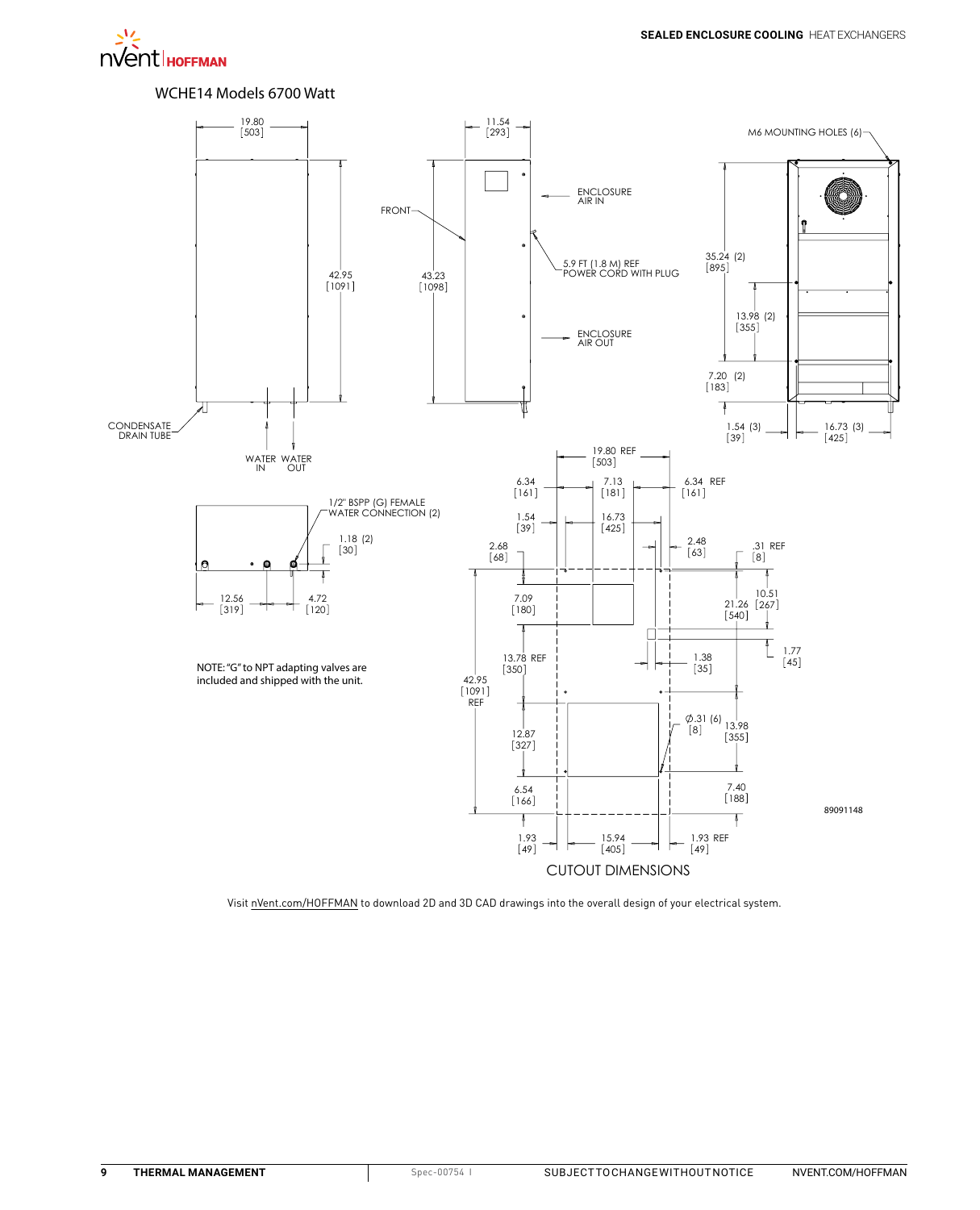## WCHE14 Models 6700 Watt

19.80 [503]

11.54 [293]

M6 MOUNTING HOLES (6)

ENCLOSURE AIR IN

FRONT

42.95 [1091]

43.23 [1098]

5.9 FT (1.8 M) REF POWER CORD WITH PLUG

35.24 (2) [895]

13.98 (2) [355]

ENCLOSURE AIR OUT

7.20 (2) [183]

CONDENSATE DRAIN TUBE

1.54 (3) [39]

16.73 (3) [425]

WATER IN

WATER OUT

1/2" BSPP (G) FEMALE WATER CONNECTION (2)

1.18 (2) [30]

12.56 [319]

4.72 [120]

NOTE: "G" to NPT adapting valves are included and shipped with the unit.

19.80 REF [503]

6.34 [161]

7.13 [181]

6.34 REF [161]

1.54 [39]

16.73 [425]

2.68 [68]

2.48 [63]

.31 REF [8]

10.51 [267]

7.09 [180]

21.26 [540]

1.77 [45]

13.78 REF [350]

1.38 [35]

42.95 [1091] REF

⌀.31 (6) [8]

13.98 [355]

12.87 [327]

6.54 [166]

7.40 [188]

89091148

1.93 [49]

15.94 [405]

1.93 REF [49]

CUTOUT DIMENSIONS

Visit nVent.com/HOFFMAN to download 2D and 3D CAD drawings into the overall design of your electrical system.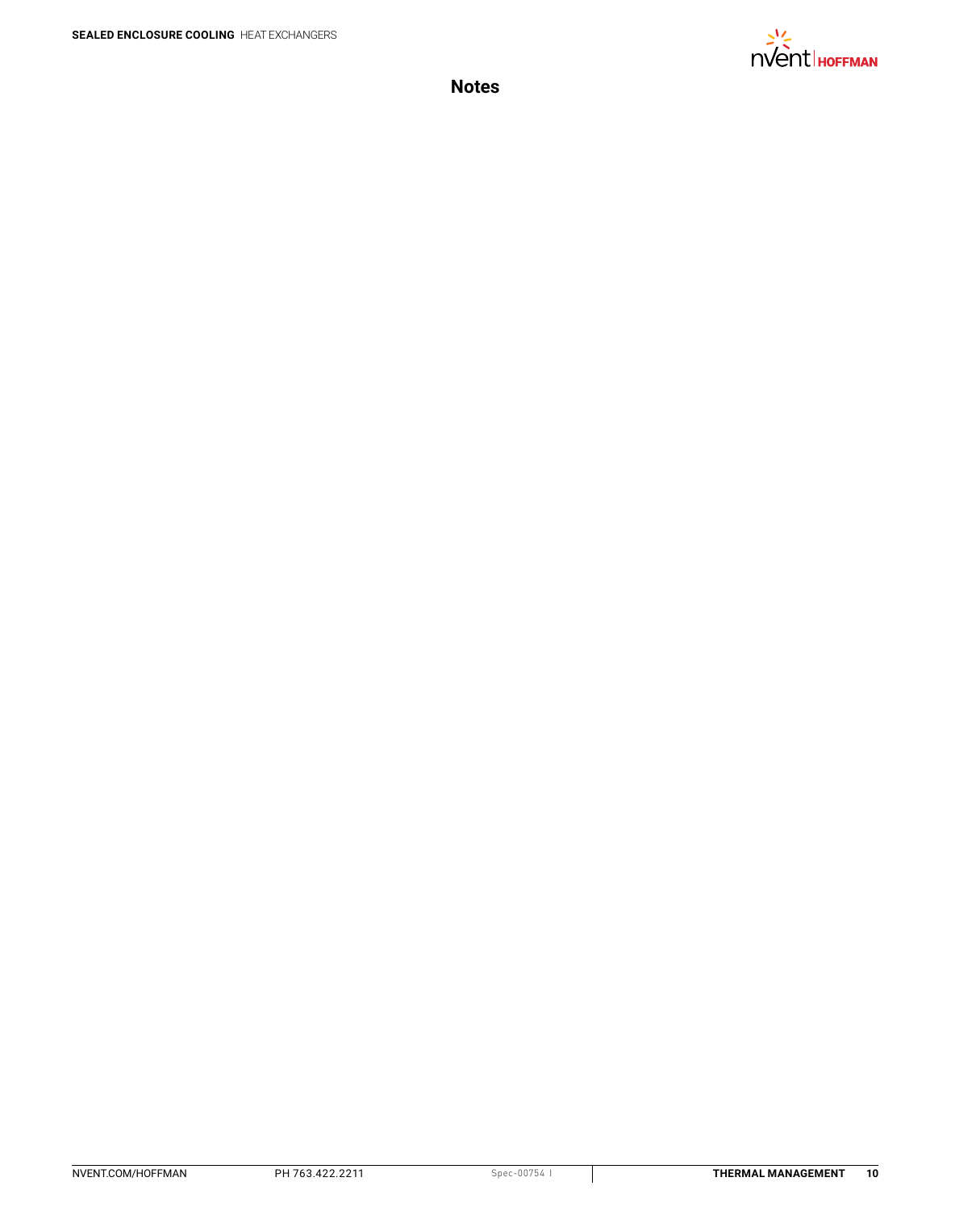# Notes